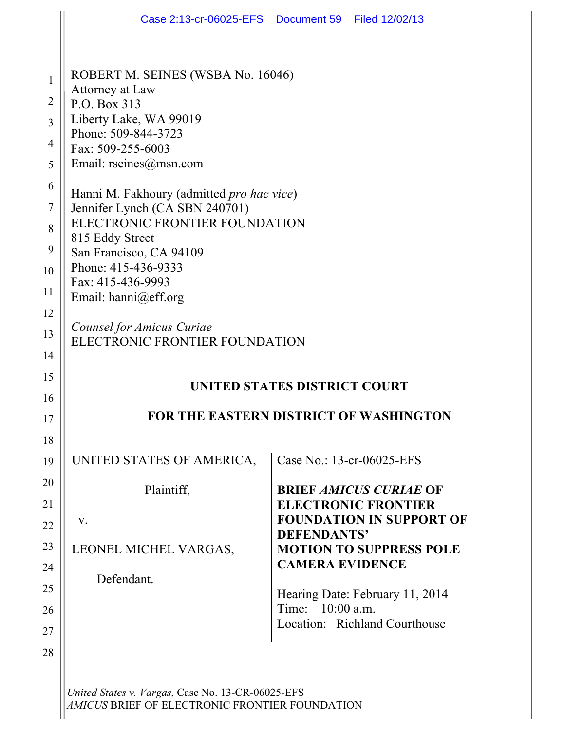ROBERT M. SEINES (WSBA No. 16046)
Attorney at Law
P.O. Box 313
Liberty Lake, WA 99019
Phone: 509-844-3723
Fax: 509-255-6003
Email: rseines@msn.com

Hanni M. Fakhoury (admitted *pro hac vice*)
Jennifer Lynch (CA SBN 240701)
ELECTRONIC FRONTIER FOUNDATION
815 Eddy Street
San Francisco, CA 94109
Phone: 415-436-9333
Fax: 415-436-9993
Email: hanni@eff.org

*Counsel for Amicus Curiae*
ELECTRONIC FRONTIER FOUNDATION

**UNITED STATES DISTRICT COURT**

**FOR THE EASTERN DISTRICT OF WASHINGTON**

| | |
|---|---|
| UNITED STATES OF AMERICA,<br><br>Plaintiff,<br><br>v.<br><br>LEONEL MICHEL VARGAS,<br><br>Defendant. | Case No.: 13-cr-06025-EFS<br><br>**BRIEF *AMICUS CURIAE* OF ELECTRONIC FRONTIER FOUNDATION IN SUPPORT OF DEFENDANTS' MOTION TO SUPPRESS POLE CAMERA EVIDENCE**<br><br>Hearing Date: February 11, 2014<br>Time: 10:00 a.m.<br>Location: Richland Courthouse |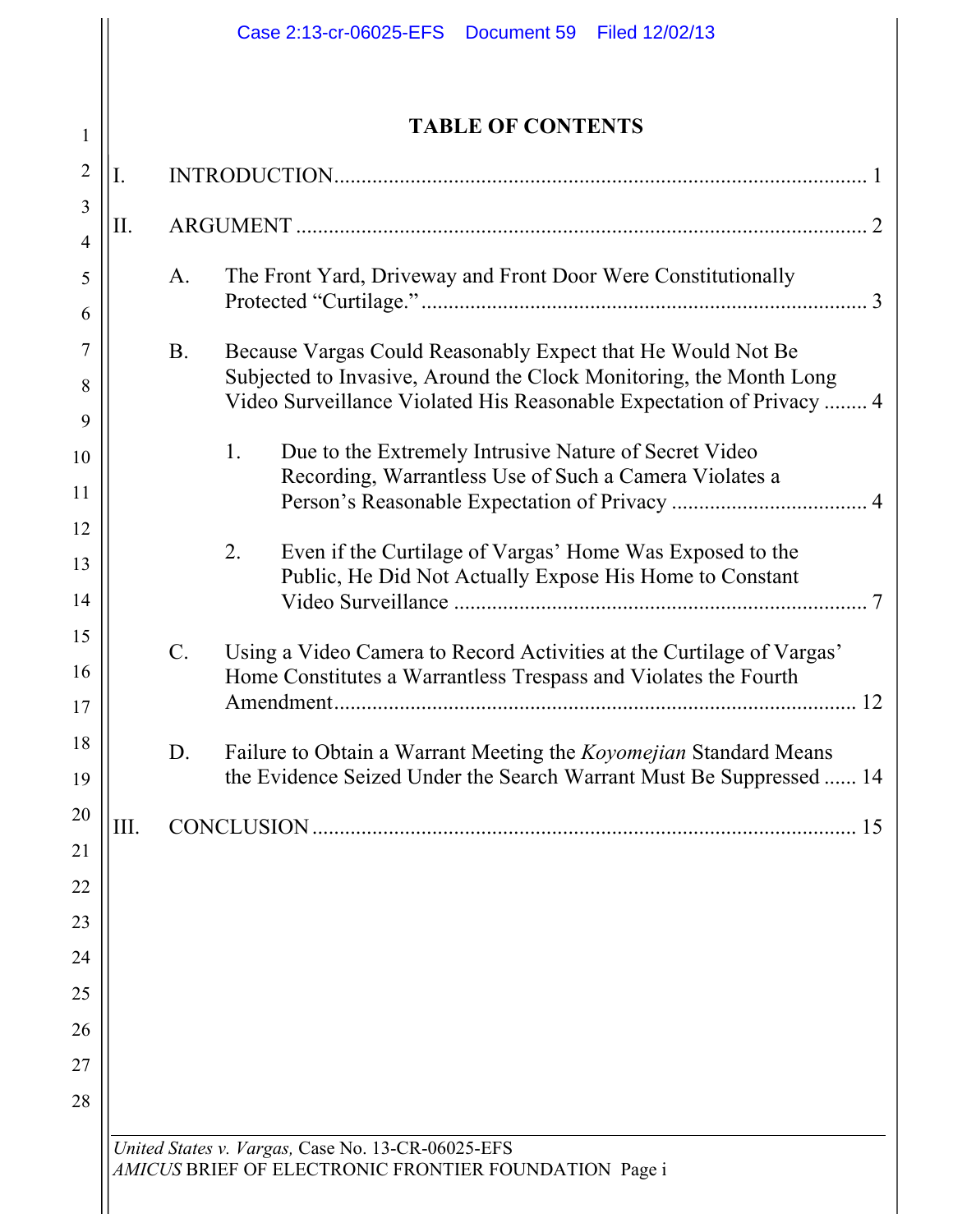## TABLE OF CONTENTS

I. INTRODUCTION ........................................................................................ 1

II. ARGUMENT ............................................................................................ 2

A. The Front Yard, Driveway and Front Door Were Constitutionally Protected "Curtilage." ........................................................................ 3

B. Because Vargas Could Reasonably Expect that He Would Not Be Subjected to Invasive, Around the Clock Monitoring, the Month Long Video Surveillance Violated His Reasonable Expectation of Privacy ........ 4

1. Due to the Extremely Intrusive Nature of Secret Video Recording, Warrantless Use of Such a Camera Violates a Person's Reasonable Expectation of Privacy ................................... 4

2. Even if the Curtilage of Vargas' Home Was Exposed to the Public, He Did Not Actually Expose His Home to Constant Video Surveillance ........................................................................ 7

C. Using a Video Camera to Record Activities at the Curtilage of Vargas' Home Constitutes a Warrantless Trespass and Violates the Fourth Amendment ........................................................................................ 12

D. Failure to Obtain a Warrant Meeting the *Koyomejian* Standard Means the Evidence Seized Under the Search Warrant Must Be Suppressed ...... 14

III. CONCLUSION ........................................................................................ 15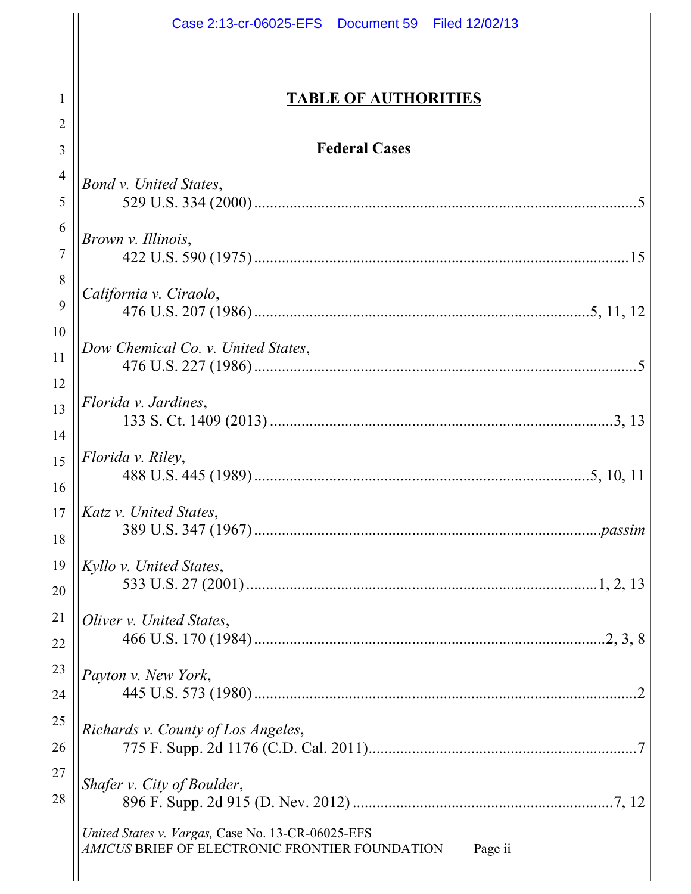# TABLE OF AUTHORITIES

## Federal Cases

*Bond v. United States*,
529 U.S. 334 (2000) .................................................................................................5

*Brown v. Illinois*,
422 U.S. 590 (1975) ...............................................................................................15

*California v. Ciraolo*,
476 U.S. 207 (1986) .......................................................................................5, 11, 12

*Dow Chemical Co. v. United States*,
476 U.S. 227 (1986) .................................................................................................5

*Florida v. Jardines*,
133 S. Ct. 1409 (2013) .........................................................................................3, 13

*Florida v. Riley*,
488 U.S. 445 (1989) .......................................................................................5, 10, 11

*Katz v. United States*,
389 U.S. 347 (1967) ...........................................................................................*passim*

*Kyllo v. United States*,
533 U.S. 27 (2001) ..........................................................................................1, 2, 13

*Oliver v. United States*,
466 U.S. 170 (1984) ..........................................................................................2, 3, 8

*Payton v. New York*,
445 U.S. 573 (1980) .................................................................................................2

*Richards v. County of Los Angeles*,
775 F. Supp. 2d 1176 (C.D. Cal. 2011)....................................................................7

*Shafer v. City of Boulder*,
896 F. Supp. 2d 915 (D. Nev. 2012) ..................................................................7, 12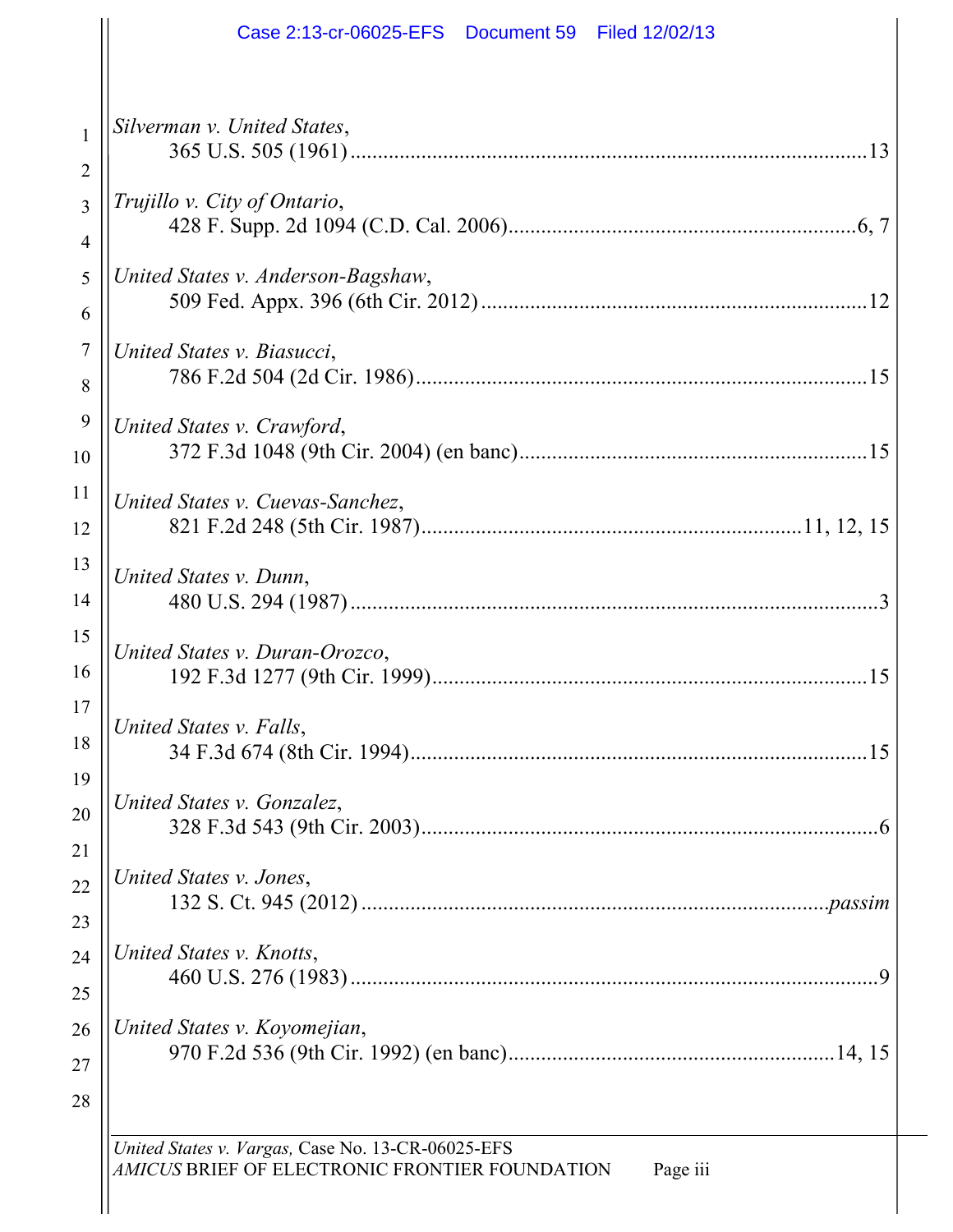*Silverman v. United States*,
365 U.S. 505 (1961) ............................................................................................13

*Trujillo v. City of Ontario*,
428 F. Supp. 2d 1094 (C.D. Cal. 2006)...............................................................6, 7

*United States v. Anderson-Bagshaw*,
509 Fed. Appx. 396 (6th Cir. 2012) .....................................................................12

*United States v. Biasucci*,
786 F.2d 504 (2d Cir. 1986)..................................................................................15

*United States v. Crawford*,
372 F.3d 1048 (9th Cir. 2004) (en banc)...............................................................15

*United States v. Cuevas-Sanchez*,
821 F.2d 248 (5th Cir. 1987)....................................................................11, 12, 15

*United States v. Dunn*,
480 U.S. 294 (1987) ................................................................................................3

*United States v. Duran-Orozco*,
192 F.3d 1277 (9th Cir. 1999)...............................................................................15

*United States v. Falls*,
34 F.3d 674 (8th Cir. 1994)...................................................................................15

*United States v. Gonzalez*,
328 F.3d 543 (9th Cir. 2003)...................................................................................6

*United States v. Jones*,
132 S. Ct. 945 (2012) .....................................................................................*passim*

*United States v. Knotts*,
460 U.S. 276 (1983) ................................................................................................9

*United States v. Koyomejian*,
970 F.2d 536 (9th Cir. 1992) (en banc)...........................................................14, 15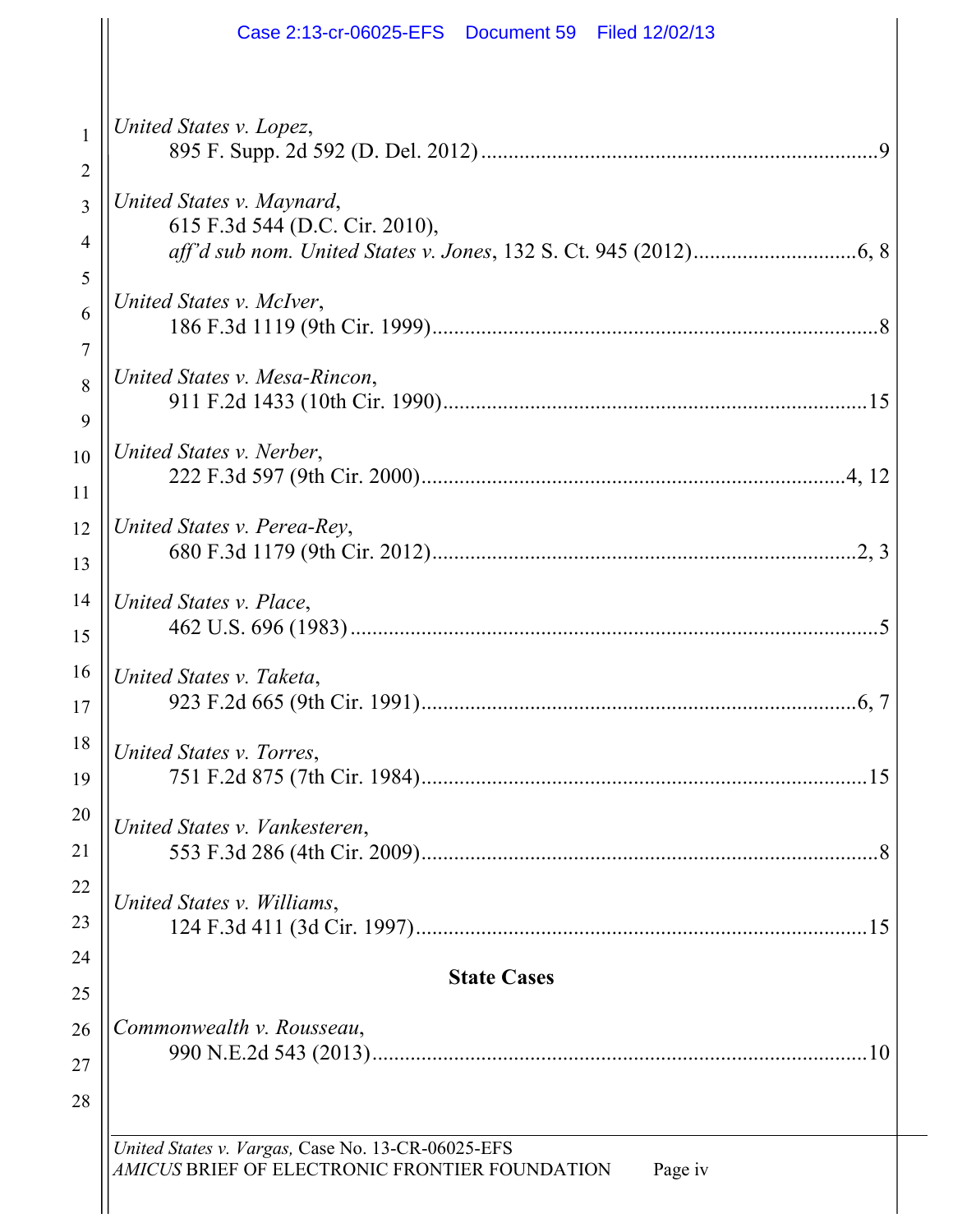*United States v. Lopez*,
895 F. Supp. 2d 592 (D. Del. 2012) ........................................................................ 9

*United States v. Maynard*,
615 F.3d 544 (D.C. Cir. 2010),
*aff'd sub nom. United States v. Jones*, 132 S. Ct. 945 (2012) .............................. 6, 8

*United States v. McIver*,
186 F.3d 1119 (9th Cir. 1999) ................................................................................. 8

*United States v. Mesa-Rincon*,
911 F.2d 1433 (10th Cir. 1990) ............................................................................. 15

*United States v. Nerber*,
222 F.3d 597 (9th Cir. 2000) ............................................................................. 4, 12

*United States v. Perea-Rey*,
680 F.3d 1179 (9th Cir. 2012) ............................................................................. 2, 3

*United States v. Place*,
462 U.S. 696 (1983) ................................................................................................. 5

*United States v. Taketa*,
923 F.2d 665 (9th Cir. 1991) ............................................................................... 6, 7

*United States v. Torres*,
751 F.2d 875 (7th Cir. 1984) ................................................................................. 15

*United States v. Vankesteren*,
553 F.3d 286 (4th Cir. 2009) ................................................................................... 8

*United States v. Williams*,
124 F.3d 411 (3d Cir. 1997) .................................................................................. 15

**State Cases**

*Commonwealth v. Rousseau*,
990 N.E.2d 543 (2013) .......................................................................................... 10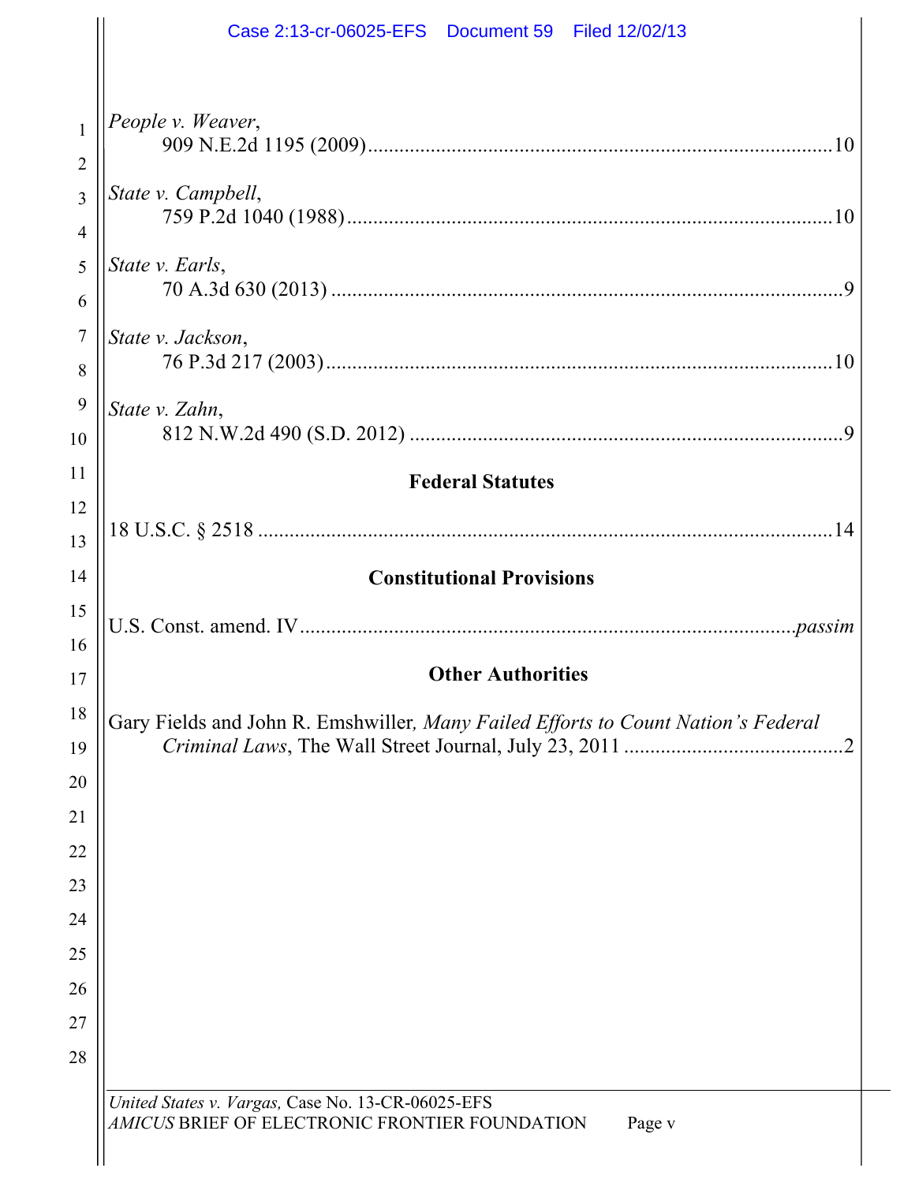*People v. Weaver*,
909 N.E.2d 1195 (2009)........................................................................................10

*State v. Campbell*,
759 P.2d 1040 (1988)..........................................................................................10

*State v. Earls*,
70 A.3d 630 (2013) ...............................................................................................9

*State v. Jackson*,
76 P.3d 217 (2003)..............................................................................................10

*State v. Zahn*,
812 N.W.2d 490 (S.D. 2012) ................................................................................9

**Federal Statutes**

18 U.S.C. § 2518 ...........................................................................................................14

**Constitutional Provisions**

U.S. Const. amend. IV..........................................................................................*passim*

**Other Authorities**

Gary Fields and John R. Emshwiller*, Many Failed Efforts to Count Nation's Federal Criminal Laws*, The Wall Street Journal, July 23, 2011 ..........................................2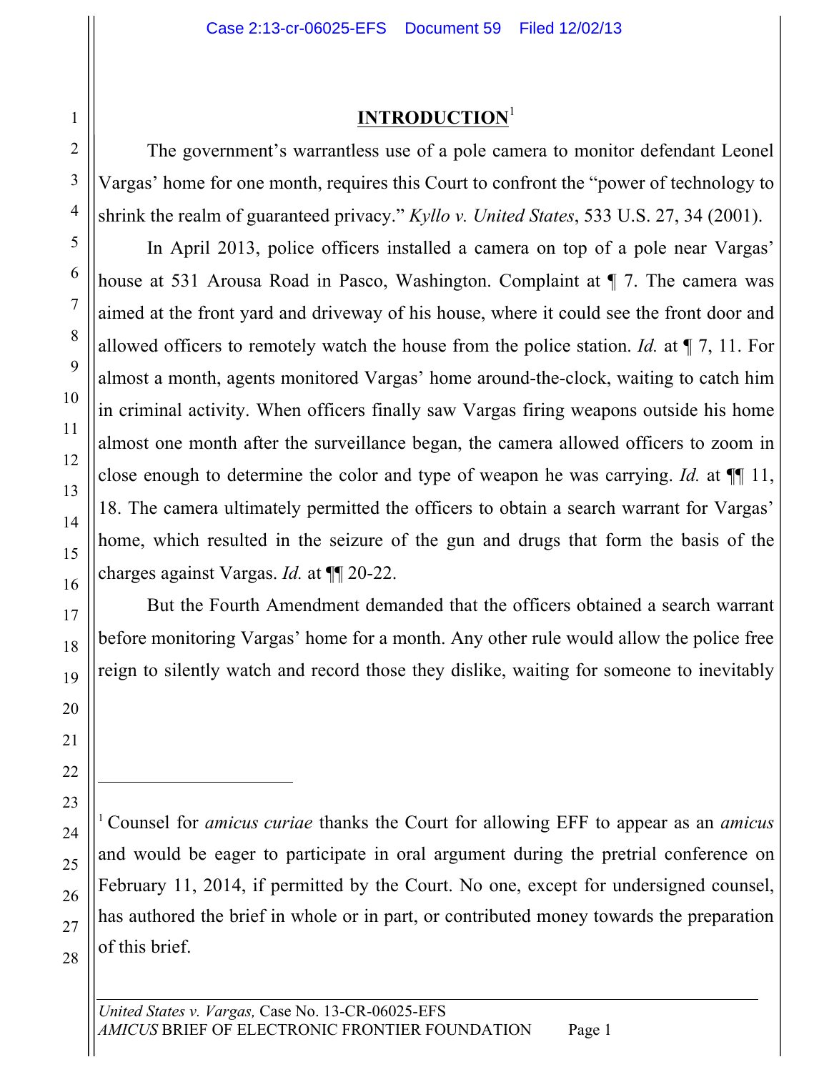# **INTRODUCTION**[1]

The government's warrantless use of a pole camera to monitor defendant Leonel Vargas' home for one month, requires this Court to confront the "power of technology to shrink the realm of guaranteed privacy." *Kyllo v. United States*, 533 U.S. 27, 34 (2001).

In April 2013, police officers installed a camera on top of a pole near Vargas' house at 531 Arousa Road in Pasco, Washington. Complaint at ¶ 7. The camera was aimed at the front yard and driveway of his house, where it could see the front door and allowed officers to remotely watch the house from the police station. *Id.* at ¶ 7, 11. For almost a month, agents monitored Vargas' home around-the-clock, waiting to catch him in criminal activity. When officers finally saw Vargas firing weapons outside his home almost one month after the surveillance began, the camera allowed officers to zoom in close enough to determine the color and type of weapon he was carrying. *Id.* at ¶¶ 11, 18. The camera ultimately permitted the officers to obtain a search warrant for Vargas' home, which resulted in the seizure of the gun and drugs that form the basis of the charges against Vargas. *Id.* at ¶¶ 20-22.

But the Fourth Amendment demanded that the officers obtained a search warrant before monitoring Vargas' home for a month. Any other rule would allow the police free reign to silently watch and record those they dislike, waiting for someone to inevitably

---

[1] Counsel for *amicus curiae* thanks the Court for allowing EFF to appear as an *amicus* and would be eager to participate in oral argument during the pretrial conference on February 11, 2014, if permitted by the Court. No one, except for undersigned counsel, has authored the brief in whole or in part, or contributed money towards the preparation of this brief.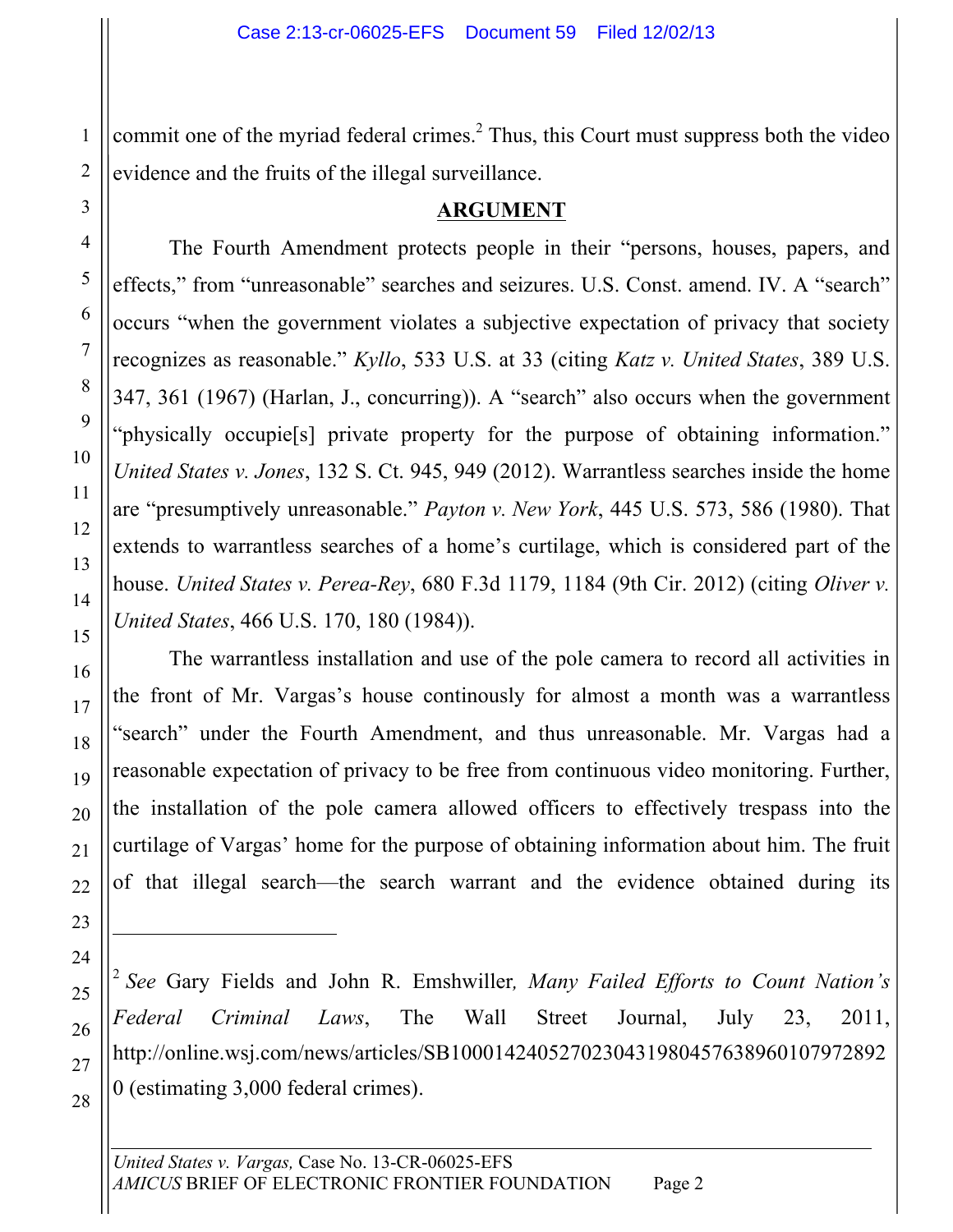commit one of the myriad federal crimes.[2] Thus, this Court must suppress both the video evidence and the fruits of the illegal surveillance.

## ARGUMENT

The Fourth Amendment protects people in their "persons, houses, papers, and effects," from "unreasonable" searches and seizures. U.S. Const. amend. IV. A "search" occurs "when the government violates a subjective expectation of privacy that society recognizes as reasonable." *Kyllo*, 533 U.S. at 33 (citing *Katz v. United States*, 389 U.S. 347, 361 (1967) (Harlan, J., concurring)). A "search" also occurs when the government "physically occupie[s] private property for the purpose of obtaining information." *United States v. Jones*, 132 S. Ct. 945, 949 (2012). Warrantless searches inside the home are "presumptively unreasonable." *Payton v. New York*, 445 U.S. 573, 586 (1980). That extends to warrantless searches of a home's curtilage, which is considered part of the house. *United States v. Perea-Rey*, 680 F.3d 1179, 1184 (9th Cir. 2012) (citing *Oliver v. United States*, 466 U.S. 170, 180 (1984)).

The warrantless installation and use of the pole camera to record all activities in the front of Mr. Vargas's house continously for almost a month was a warrantless "search" under the Fourth Amendment, and thus unreasonable. Mr. Vargas had a reasonable expectation of privacy to be free from continuous video monitoring. Further, the installation of the pole camera allowed officers to effectively trespass into the curtilage of Vargas' home for the purpose of obtaining information about him. The fruit of that illegal search—the search warrant and the evidence obtained during its

---

[2] *See* Gary Fields and John R. Emshwiller, *Many Failed Efforts to Count Nation's Federal Criminal Laws*, The Wall Street Journal, July 23, 2011, http://online.wsj.com/news/articles/SB10001424052702304319804576389601079728920 (estimating 3,000 federal crimes).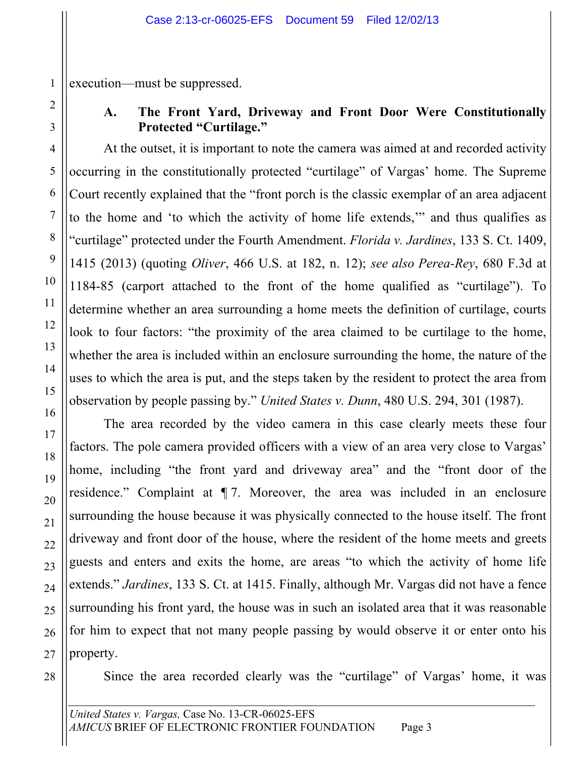execution—must be suppressed.

### A. The Front Yard, Driveway and Front Door Were Constitutionally Protected "Curtilage."

At the outset, it is important to note the camera was aimed at and recorded activity occurring in the constitutionally protected "curtilage" of Vargas' home. The Supreme Court recently explained that the "front porch is the classic exemplar of an area adjacent to the home and 'to which the activity of home life extends,'" and thus qualifies as "curtilage" protected under the Fourth Amendment. *Florida v. Jardines*, 133 S. Ct. 1409, 1415 (2013) (quoting *Oliver*, 466 U.S. at 182, n. 12); *see also Perea-Rey*, 680 F.3d at 1184-85 (carport attached to the front of the home qualified as "curtilage"). To determine whether an area surrounding a home meets the definition of curtilage, courts look to four factors: "the proximity of the area claimed to be curtilage to the home, whether the area is included within an enclosure surrounding the home, the nature of the uses to which the area is put, and the steps taken by the resident to protect the area from observation by people passing by." *United States v. Dunn*, 480 U.S. 294, 301 (1987).

The area recorded by the video camera in this case clearly meets these four factors. The pole camera provided officers with a view of an area very close to Vargas' home, including "the front yard and driveway area" and the "front door of the residence." Complaint at ¶ 7. Moreover, the area was included in an enclosure surrounding the house because it was physically connected to the house itself. The front driveway and front door of the house, where the resident of the home meets and greets guests and enters and exits the home, are areas "to which the activity of home life extends." *Jardines*, 133 S. Ct. at 1415. Finally, although Mr. Vargas did not have a fence surrounding his front yard, the house was in such an isolated area that it was reasonable for him to expect that not many people passing by would observe it or enter onto his property.

Since the area recorded clearly was the "curtilage" of Vargas' home, it was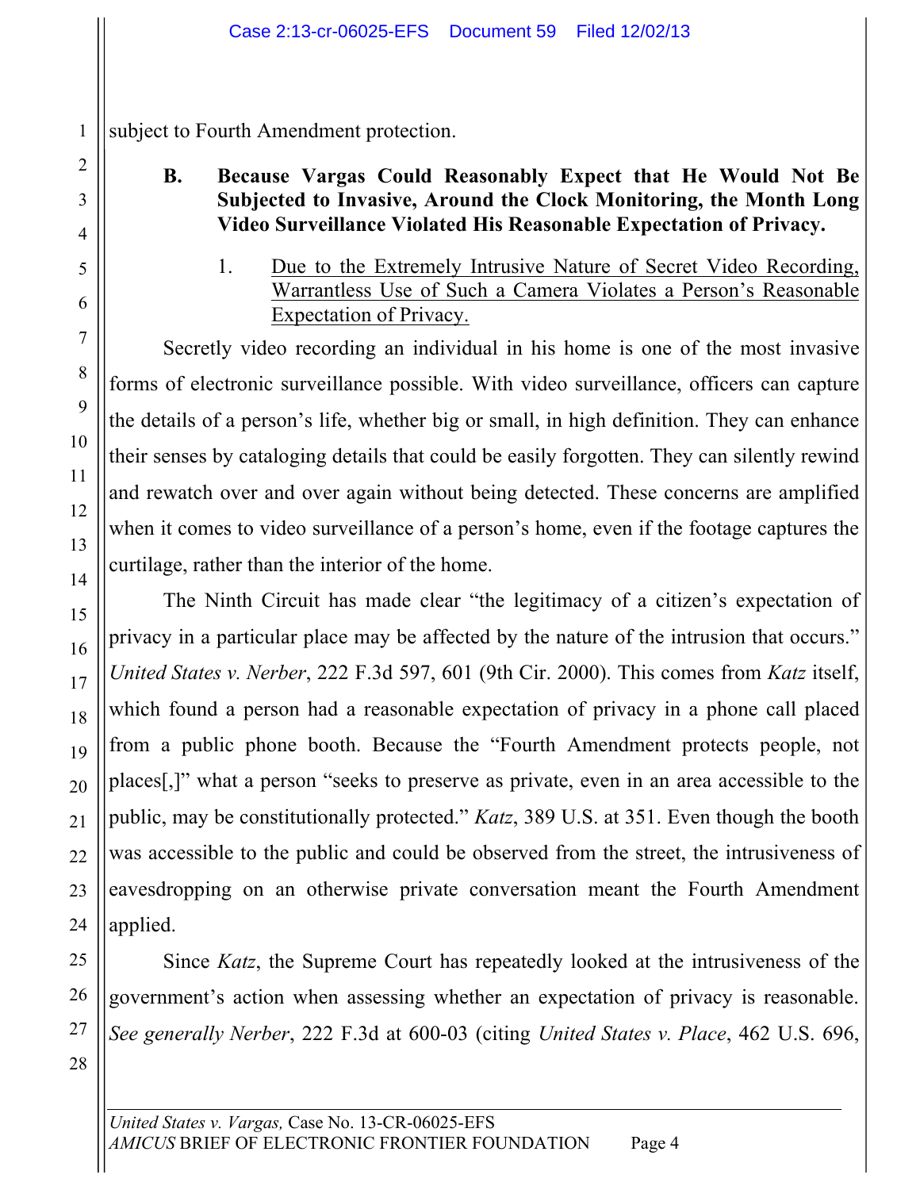subject to Fourth Amendment protection.

**B. Because Vargas Could Reasonably Expect that He Would Not Be Subjected to Invasive, Around the Clock Monitoring, the Month Long Video Surveillance Violated His Reasonable Expectation of Privacy.**

1. Due to the Extremely Intrusive Nature of Secret Video Recording, Warrantless Use of Such a Camera Violates a Person's Reasonable Expectation of Privacy.

Secretly video recording an individual in his home is one of the most invasive forms of electronic surveillance possible. With video surveillance, officers can capture the details of a person's life, whether big or small, in high definition. They can enhance their senses by cataloging details that could be easily forgotten. They can silently rewind and rewatch over and over again without being detected. These concerns are amplified when it comes to video surveillance of a person's home, even if the footage captures the curtilage, rather than the interior of the home.

The Ninth Circuit has made clear "the legitimacy of a citizen's expectation of privacy in a particular place may be affected by the nature of the intrusion that occurs." *United States v. Nerber*, 222 F.3d 597, 601 (9th Cir. 2000). This comes from *Katz* itself, which found a person had a reasonable expectation of privacy in a phone call placed from a public phone booth. Because the "Fourth Amendment protects people, not places[,]" what a person "seeks to preserve as private, even in an area accessible to the public, may be constitutionally protected." *Katz*, 389 U.S. at 351. Even though the booth was accessible to the public and could be observed from the street, the intrusiveness of eavesdropping on an otherwise private conversation meant the Fourth Amendment applied.

Since *Katz*, the Supreme Court has repeatedly looked at the intrusiveness of the government's action when assessing whether an expectation of privacy is reasonable. *See generally Nerber*, 222 F.3d at 600-03 (citing *United States v. Place*, 462 U.S. 696,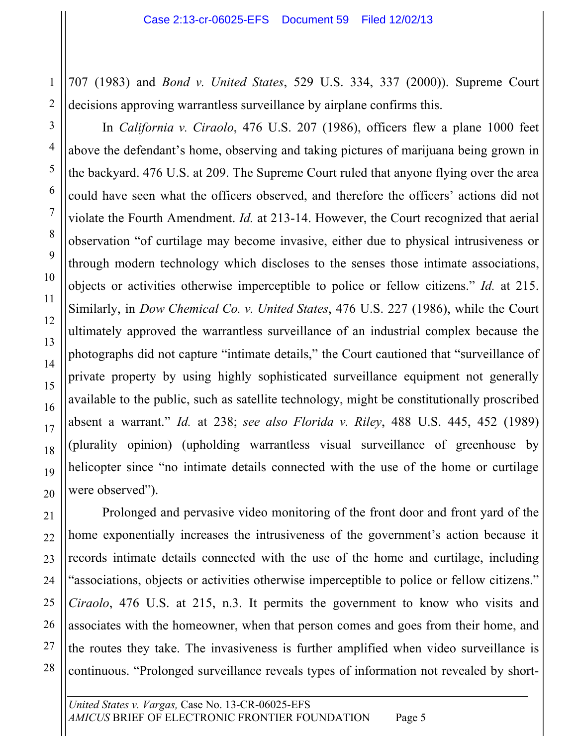707 (1983) and *Bond v. United States*, 529 U.S. 334, 337 (2000)). Supreme Court decisions approving warrantless surveillance by airplane confirms this.

In *California v. Ciraolo*, 476 U.S. 207 (1986), officers flew a plane 1000 feet above the defendant's home, observing and taking pictures of marijuana being grown in the backyard. 476 U.S. at 209. The Supreme Court ruled that anyone flying over the area could have seen what the officers observed, and therefore the officers' actions did not violate the Fourth Amendment. *Id.* at 213-14. However, the Court recognized that aerial observation "of curtilage may become invasive, either due to physical intrusiveness or through modern technology which discloses to the senses those intimate associations, objects or activities otherwise imperceptible to police or fellow citizens." *Id.* at 215. Similarly, in *Dow Chemical Co. v. United States*, 476 U.S. 227 (1986), while the Court ultimately approved the warrantless surveillance of an industrial complex because the photographs did not capture "intimate details," the Court cautioned that "surveillance of private property by using highly sophisticated surveillance equipment not generally available to the public, such as satellite technology, might be constitutionally proscribed absent a warrant." *Id.* at 238; *see also Florida v. Riley*, 488 U.S. 445, 452 (1989) (plurality opinion) (upholding warrantless visual surveillance of greenhouse by helicopter since "no intimate details connected with the use of the home or curtilage were observed").

Prolonged and pervasive video monitoring of the front door and front yard of the home exponentially increases the intrusiveness of the government's action because it records intimate details connected with the use of the home and curtilage, including "associations, objects or activities otherwise imperceptible to police or fellow citizens." *Ciraolo*, 476 U.S. at 215, n.3. It permits the government to know who visits and associates with the homeowner, when that person comes and goes from their home, and the routes they take. The invasiveness is further amplified when video surveillance is continuous. "Prolonged surveillance reveals types of information not revealed by short-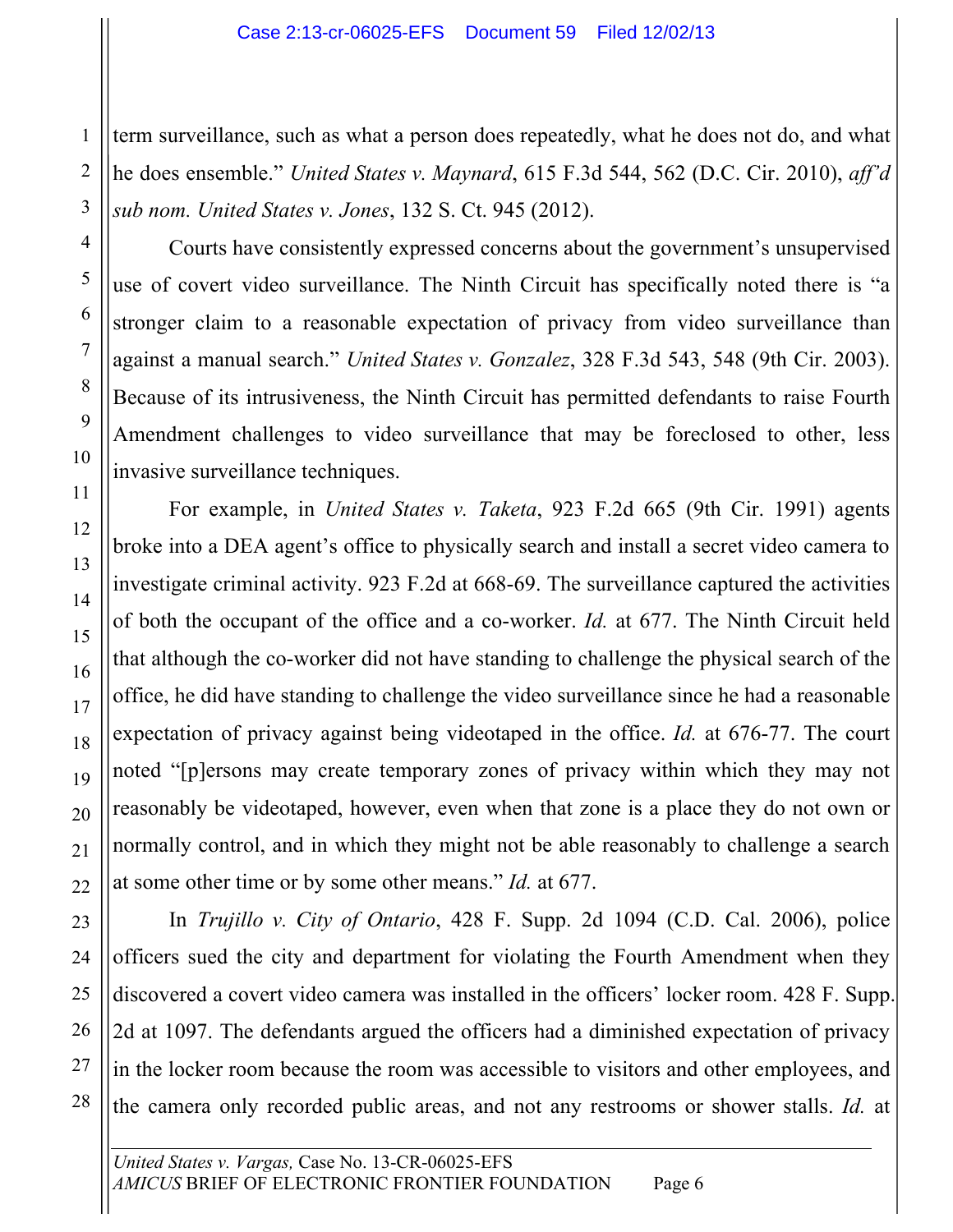term surveillance, such as what a person does repeatedly, what he does not do, and what he does ensemble." *United States v. Maynard*, 615 F.3d 544, 562 (D.C. Cir. 2010), *aff'd sub nom. United States v. Jones*, 132 S. Ct. 945 (2012).

Courts have consistently expressed concerns about the government's unsupervised use of covert video surveillance. The Ninth Circuit has specifically noted there is "a stronger claim to a reasonable expectation of privacy from video surveillance than against a manual search." *United States v. Gonzalez*, 328 F.3d 543, 548 (9th Cir. 2003). Because of its intrusiveness, the Ninth Circuit has permitted defendants to raise Fourth Amendment challenges to video surveillance that may be foreclosed to other, less invasive surveillance techniques.

For example, in *United States v. Taketa*, 923 F.2d 665 (9th Cir. 1991) agents broke into a DEA agent's office to physically search and install a secret video camera to investigate criminal activity. 923 F.2d at 668-69. The surveillance captured the activities of both the occupant of the office and a co-worker. *Id.* at 677. The Ninth Circuit held that although the co-worker did not have standing to challenge the physical search of the office, he did have standing to challenge the video surveillance since he had a reasonable expectation of privacy against being videotaped in the office. *Id.* at 676-77. The court noted "[p]ersons may create temporary zones of privacy within which they may not reasonably be videotaped, however, even when that zone is a place they do not own or normally control, and in which they might not be able reasonably to challenge a search at some other time or by some other means." *Id.* at 677.

In *Trujillo v. City of Ontario*, 428 F. Supp. 2d 1094 (C.D. Cal. 2006), police officers sued the city and department for violating the Fourth Amendment when they discovered a covert video camera was installed in the officers' locker room. 428 F. Supp. 2d at 1097. The defendants argued the officers had a diminished expectation of privacy in the locker room because the room was accessible to visitors and other employees, and the camera only recorded public areas, and not any restrooms or shower stalls. *Id.* at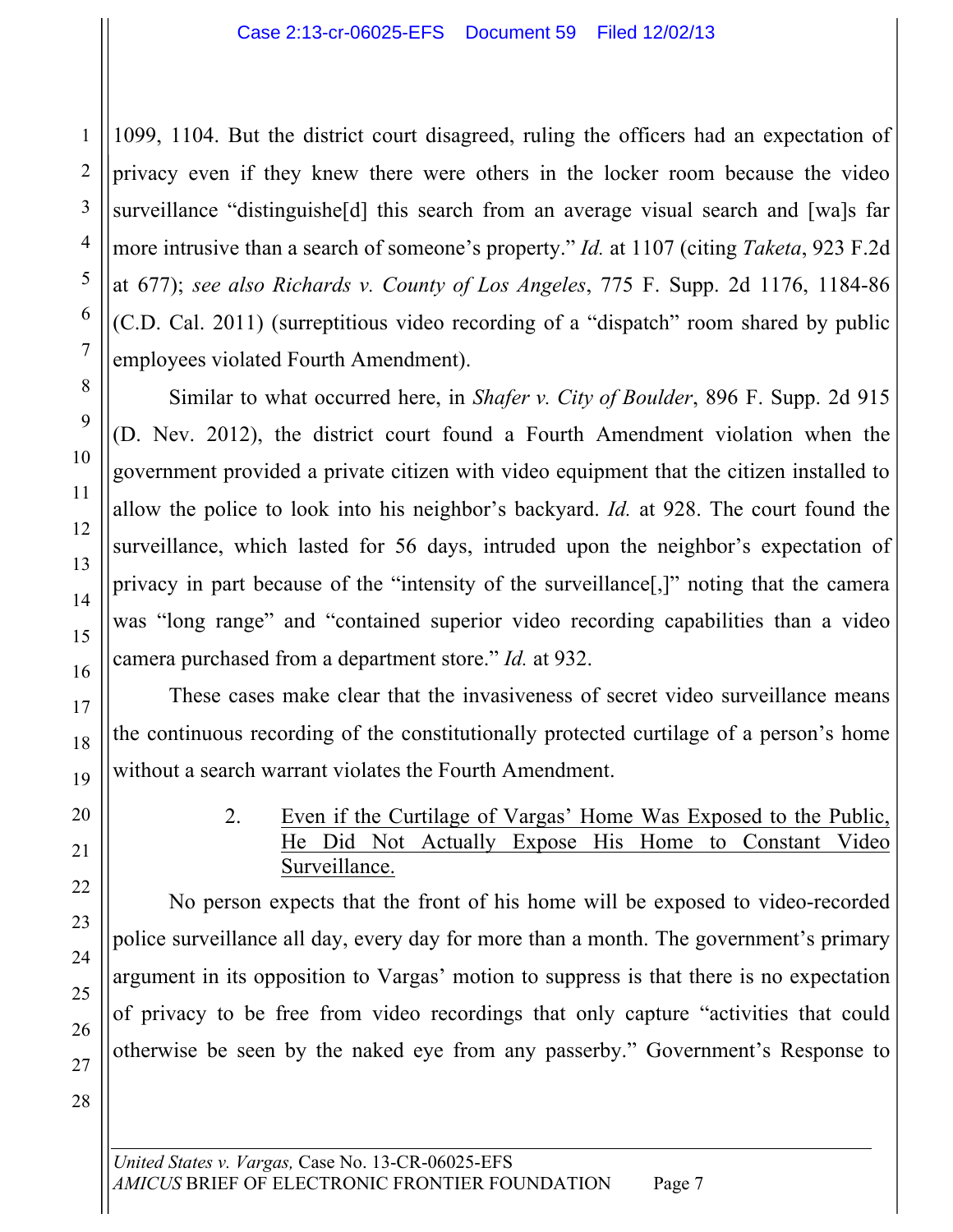1099, 1104. But the district court disagreed, ruling the officers had an expectation of privacy even if they knew there were others in the locker room because the video surveillance "distinguishe[d] this search from an average visual search and [wa]s far more intrusive than a search of someone's property." *Id.* at 1107 (citing *Taketa*, 923 F.2d at 677); *see also Richards v. County of Los Angeles*, 775 F. Supp. 2d 1176, 1184-86 (C.D. Cal. 2011) (surreptitious video recording of a "dispatch" room shared by public employees violated Fourth Amendment).

Similar to what occurred here, in *Shafer v. City of Boulder*, 896 F. Supp. 2d 915 (D. Nev. 2012), the district court found a Fourth Amendment violation when the government provided a private citizen with video equipment that the citizen installed to allow the police to look into his neighbor's backyard. *Id.* at 928. The court found the surveillance, which lasted for 56 days, intruded upon the neighbor's expectation of privacy in part because of the "intensity of the surveillance[,]" noting that the camera was "long range" and "contained superior video recording capabilities than a video camera purchased from a department store." *Id.* at 932.

These cases make clear that the invasiveness of secret video surveillance means the continuous recording of the constitutionally protected curtilage of a person's home without a search warrant violates the Fourth Amendment.

### 2. Even if the Curtilage of Vargas' Home Was Exposed to the Public, He Did Not Actually Expose His Home to Constant Video Surveillance.

No person expects that the front of his home will be exposed to video-recorded police surveillance all day, every day for more than a month. The government's primary argument in its opposition to Vargas' motion to suppress is that there is no expectation of privacy to be free from video recordings that only capture "activities that could otherwise be seen by the naked eye from any passerby." Government's Response to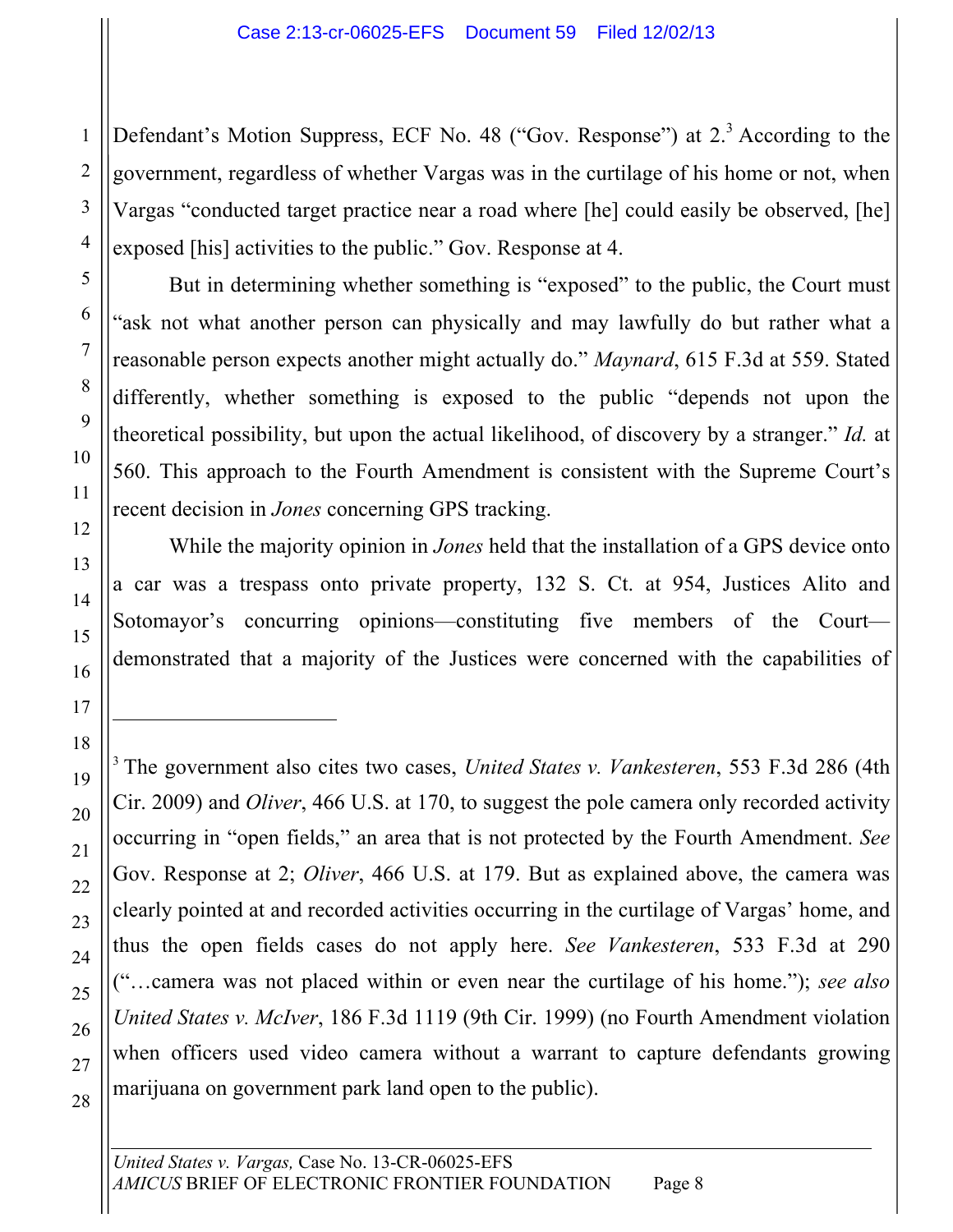Defendant's Motion Suppress, ECF No. 48 ("Gov. Response") at 2.[3] According to the government, regardless of whether Vargas was in the curtilage of his home or not, when Vargas "conducted target practice near a road where [he] could easily be observed, [he] exposed [his] activities to the public." Gov. Response at 4.

But in determining whether something is "exposed" to the public, the Court must "ask not what another person can physically and may lawfully do but rather what a reasonable person expects another might actually do." *Maynard*, 615 F.3d at 559. Stated differently, whether something is exposed to the public "depends not upon the theoretical possibility, but upon the actual likelihood, of discovery by a stranger." *Id.* at 560. This approach to the Fourth Amendment is consistent with the Supreme Court's recent decision in *Jones* concerning GPS tracking.

While the majority opinion in *Jones* held that the installation of a GPS device onto a car was a trespass onto private property, 132 S. Ct. at 954, Justices Alito and Sotomayor's concurring opinions—constituting five members of the Court—demonstrated that a majority of the Justices were concerned with the capabilities of

---

[3] The government also cites two cases, *United States v. Vankesteren*, 553 F.3d 286 (4th Cir. 2009) and *Oliver*, 466 U.S. at 170, to suggest the pole camera only recorded activity occurring in "open fields," an area that is not protected by the Fourth Amendment. *See* Gov. Response at 2; *Oliver*, 466 U.S. at 179. But as explained above, the camera was clearly pointed at and recorded activities occurring in the curtilage of Vargas' home, and thus the open fields cases do not apply here. *See Vankesteren*, 533 F.3d at 290 ("…camera was not placed within or even near the curtilage of his home."); *see also United States v. McIver*, 186 F.3d 1119 (9th Cir. 1999) (no Fourth Amendment violation when officers used video camera without a warrant to capture defendants growing marijuana on government park land open to the public).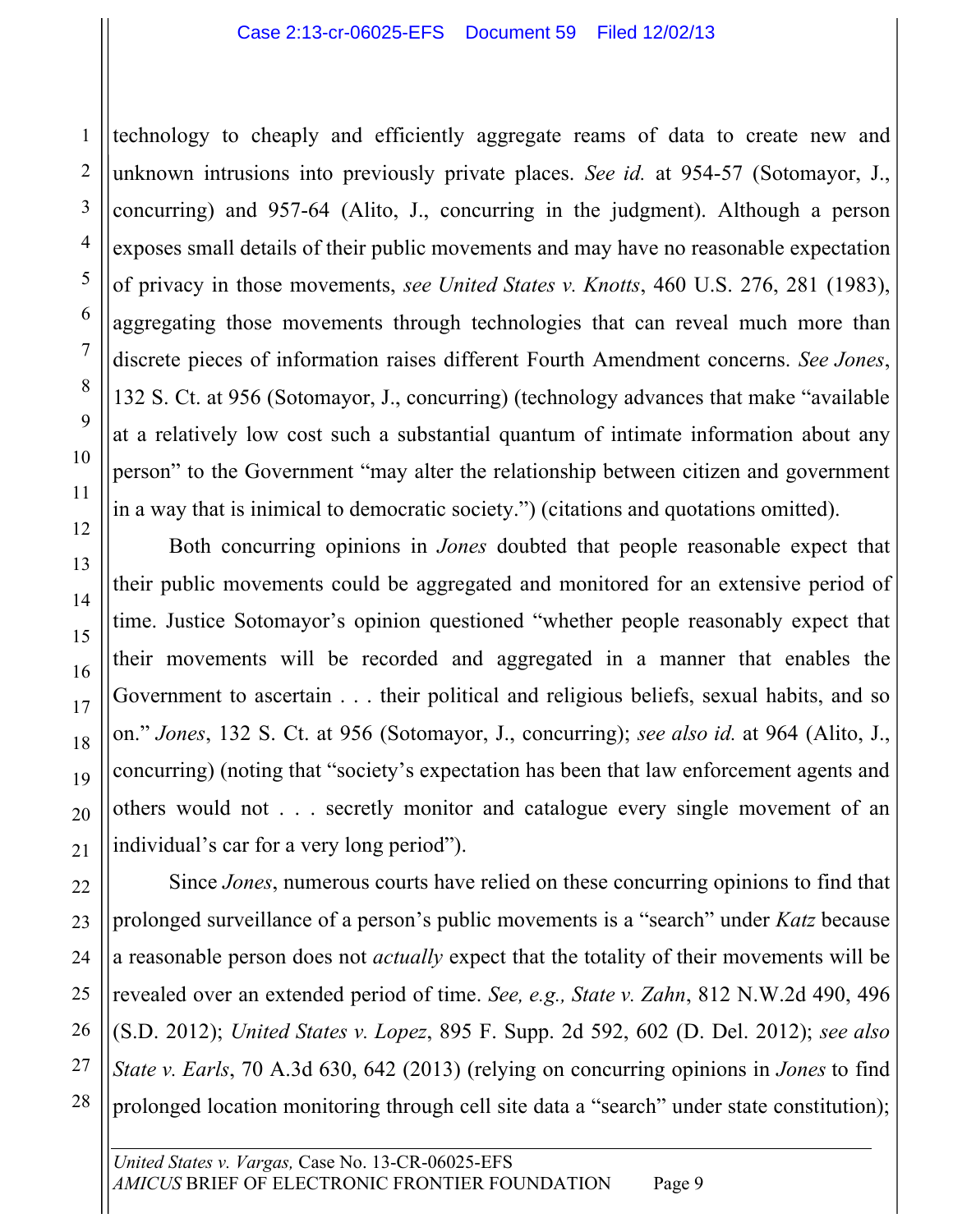technology to cheaply and efficiently aggregate reams of data to create new and unknown intrusions into previously private places. *See id.* at 954-57 (Sotomayor, J., concurring) and 957-64 (Alito, J., concurring in the judgment). Although a person exposes small details of their public movements and may have no reasonable expectation of privacy in those movements, *see United States v. Knotts*, 460 U.S. 276, 281 (1983), aggregating those movements through technologies that can reveal much more than discrete pieces of information raises different Fourth Amendment concerns. *See Jones*, 132 S. Ct. at 956 (Sotomayor, J., concurring) (technology advances that make "available at a relatively low cost such a substantial quantum of intimate information about any person" to the Government "may alter the relationship between citizen and government in a way that is inimical to democratic society.") (citations and quotations omitted).

Both concurring opinions in *Jones* doubted that people reasonable expect that their public movements could be aggregated and monitored for an extensive period of time. Justice Sotomayor's opinion questioned "whether people reasonably expect that their movements will be recorded and aggregated in a manner that enables the Government to ascertain . . . their political and religious beliefs, sexual habits, and so on." *Jones*, 132 S. Ct. at 956 (Sotomayor, J., concurring); *see also id.* at 964 (Alito, J., concurring) (noting that "society's expectation has been that law enforcement agents and others would not . . . secretly monitor and catalogue every single movement of an individual's car for a very long period").

Since *Jones*, numerous courts have relied on these concurring opinions to find that prolonged surveillance of a person's public movements is a "search" under *Katz* because a reasonable person does not *actually* expect that the totality of their movements will be revealed over an extended period of time. *See, e.g., State v. Zahn*, 812 N.W.2d 490, 496 (S.D. 2012); *United States v. Lopez*, 895 F. Supp. 2d 592, 602 (D. Del. 2012); *see also State v. Earls*, 70 A.3d 630, 642 (2013) (relying on concurring opinions in *Jones* to find prolonged location monitoring through cell site data a "search" under state constitution);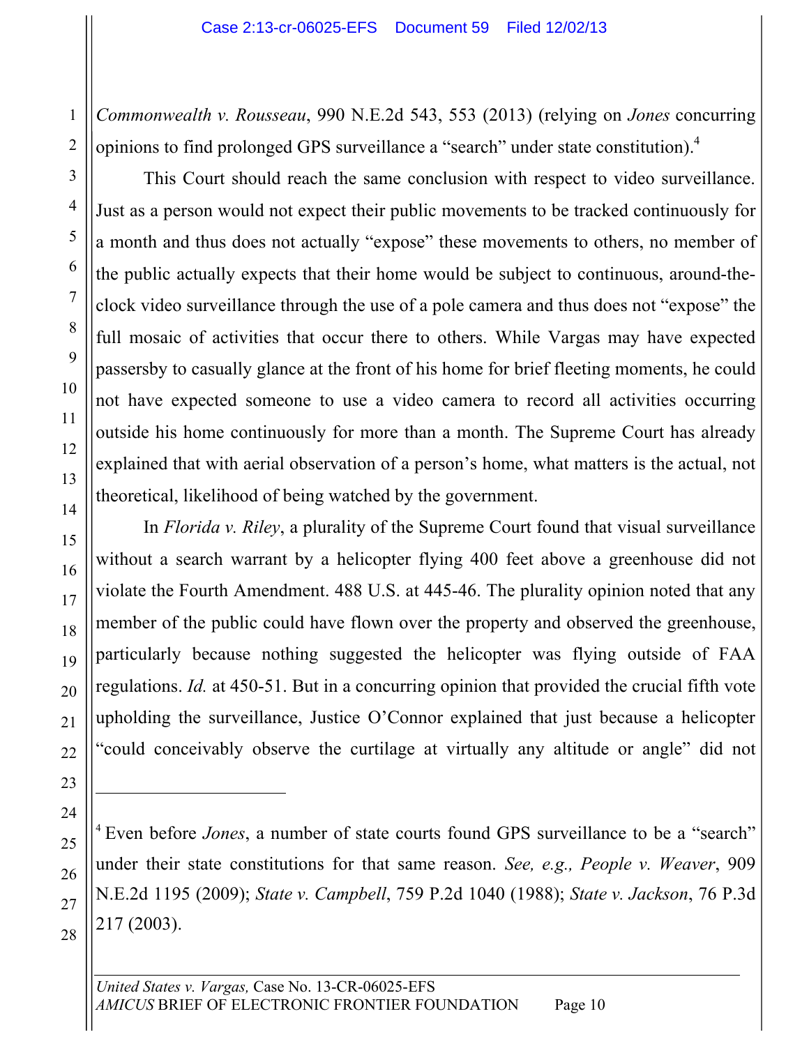*Commonwealth v. Rousseau*, 990 N.E.2d 543, 553 (2013) (relying on *Jones* concurring opinions to find prolonged GPS surveillance a "search" under state constitution).[4]

This Court should reach the same conclusion with respect to video surveillance. Just as a person would not expect their public movements to be tracked continuously for a month and thus does not actually "expose" these movements to others, no member of the public actually expects that their home would be subject to continuous, around-the-clock video surveillance through the use of a pole camera and thus does not "expose" the full mosaic of activities that occur there to others. While Vargas may have expected passersby to casually glance at the front of his home for brief fleeting moments, he could not have expected someone to use a video camera to record all activities occurring outside his home continuously for more than a month. The Supreme Court has already explained that with aerial observation of a person's home, what matters is the actual, not theoretical, likelihood of being watched by the government.

In *Florida v. Riley*, a plurality of the Supreme Court found that visual surveillance without a search warrant by a helicopter flying 400 feet above a greenhouse did not violate the Fourth Amendment. 488 U.S. at 445-46. The plurality opinion noted that any member of the public could have flown over the property and observed the greenhouse, particularly because nothing suggested the helicopter was flying outside of FAA regulations. *Id.* at 450-51. But in a concurring opinion that provided the crucial fifth vote upholding the surveillance, Justice O'Connor explained that just because a helicopter "could conceivably observe the curtilage at virtually any altitude or angle" did not

---

[4] Even before *Jones*, a number of state courts found GPS surveillance to be a "search" under their state constitutions for that same reason. *See, e.g., People v. Weaver*, 909 N.E.2d 1195 (2009); *State v. Campbell*, 759 P.2d 1040 (1988); *State v. Jackson*, 76 P.3d 217 (2003).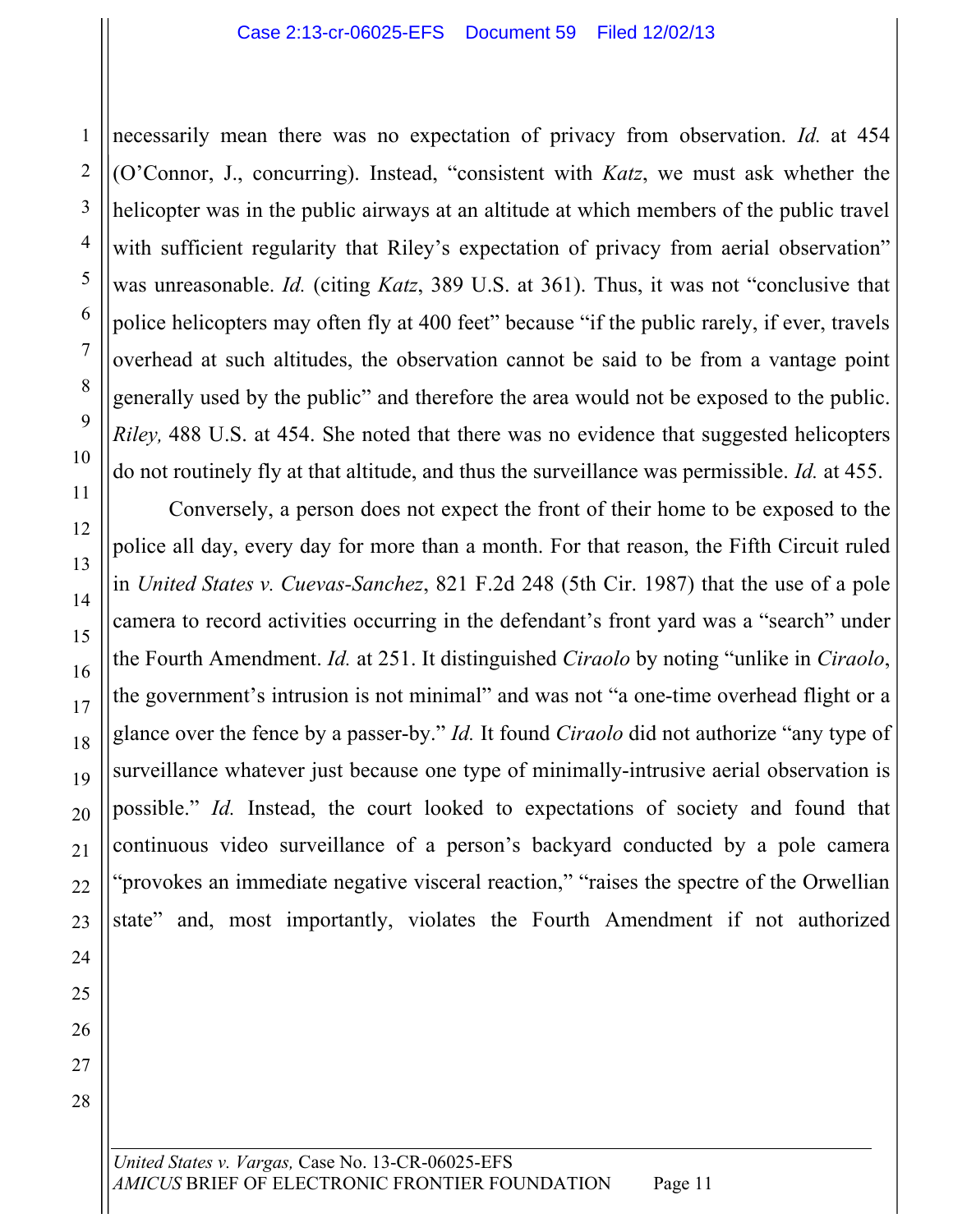necessarily mean there was no expectation of privacy from observation. *Id.* at 454 (O'Connor, J., concurring). Instead, "consistent with *Katz*, we must ask whether the helicopter was in the public airways at an altitude at which members of the public travel with sufficient regularity that Riley's expectation of privacy from aerial observation" was unreasonable. *Id.* (citing *Katz*, 389 U.S. at 361). Thus, it was not "conclusive that police helicopters may often fly at 400 feet" because "if the public rarely, if ever, travels overhead at such altitudes, the observation cannot be said to be from a vantage point generally used by the public" and therefore the area would not be exposed to the public. *Riley,* 488 U.S. at 454. She noted that there was no evidence that suggested helicopters do not routinely fly at that altitude, and thus the surveillance was permissible. *Id.* at 455.

Conversely, a person does not expect the front of their home to be exposed to the police all day, every day for more than a month. For that reason, the Fifth Circuit ruled in *United States v. Cuevas-Sanchez*, 821 F.2d 248 (5th Cir. 1987) that the use of a pole camera to record activities occurring in the defendant's front yard was a "search" under the Fourth Amendment. *Id.* at 251. It distinguished *Ciraolo* by noting "unlike in *Ciraolo*, the government's intrusion is not minimal" and was not "a one-time overhead flight or a glance over the fence by a passer-by." *Id.* It found *Ciraolo* did not authorize "any type of surveillance whatever just because one type of minimally-intrusive aerial observation is possible." *Id.* Instead, the court looked to expectations of society and found that continuous video surveillance of a person's backyard conducted by a pole camera "provokes an immediate negative visceral reaction," "raises the spectre of the Orwellian state" and, most importantly, violates the Fourth Amendment if not authorized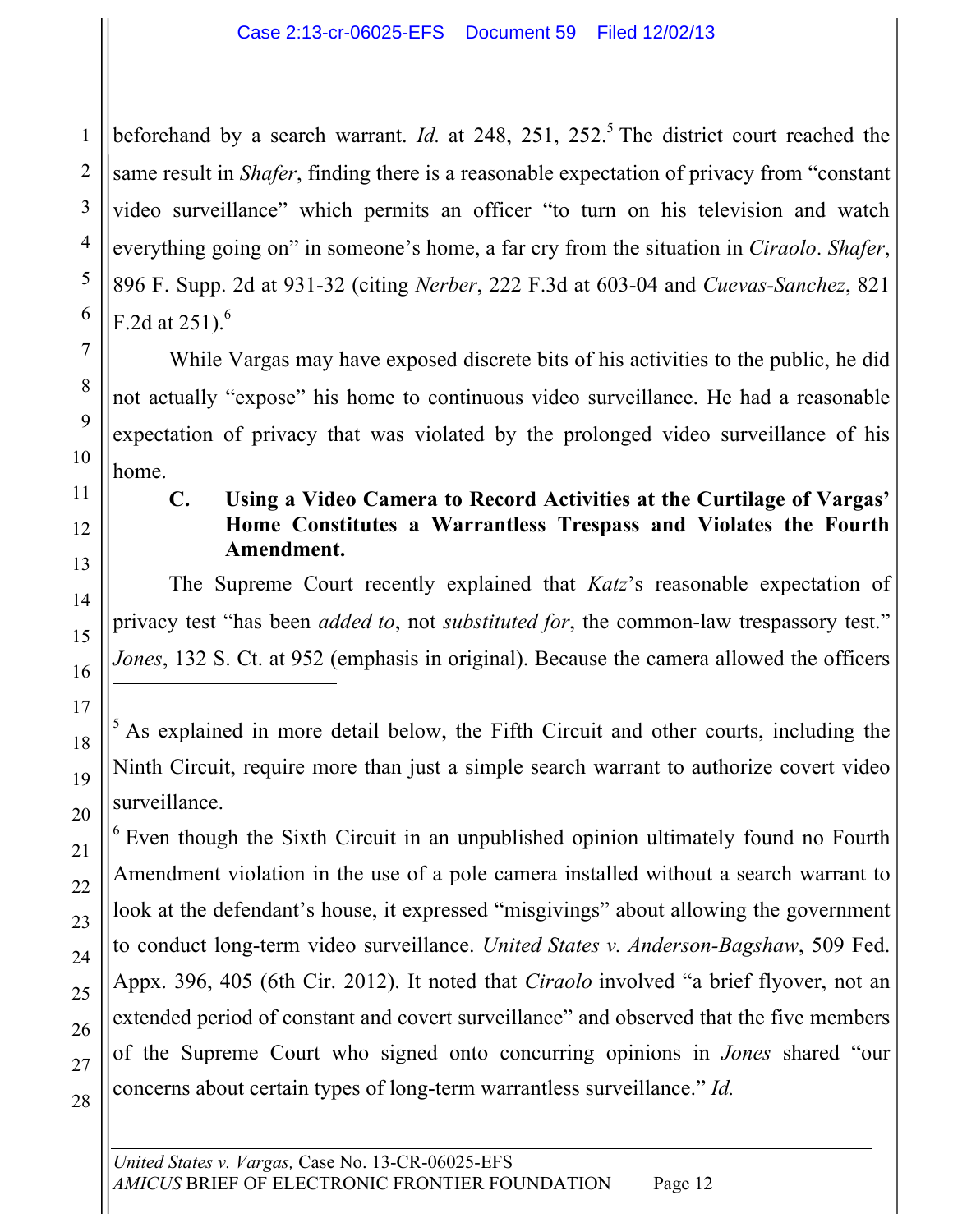beforehand by a search warrant. *Id.* at 248, 251, 252.[5] The district court reached the same result in *Shafer*, finding there is a reasonable expectation of privacy from "constant video surveillance" which permits an officer "to turn on his television and watch everything going on" in someone's home, a far cry from the situation in *Ciraolo*. *Shafer*, 896 F. Supp. 2d at 931-32 (citing *Nerber*, 222 F.3d at 603-04 and *Cuevas-Sanchez*, 821 F.2d at 251).[6]

While Vargas may have exposed discrete bits of his activities to the public, he did not actually "expose" his home to continuous video surveillance. He had a reasonable expectation of privacy that was violated by the prolonged video surveillance of his home.

### C. Using a Video Camera to Record Activities at the Curtilage of Vargas' Home Constitutes a Warrantless Trespass and Violates the Fourth Amendment.

The Supreme Court recently explained that *Katz*'s reasonable expectation of privacy test "has been *added to*, not *substituted for*, the common-law trespassory test." *Jones*, 132 S. Ct. at 952 (emphasis in original). Because the camera allowed the officers

---

[5] As explained in more detail below, the Fifth Circuit and other courts, including the Ninth Circuit, require more than just a simple search warrant to authorize covert video surveillance.

[6] Even though the Sixth Circuit in an unpublished opinion ultimately found no Fourth Amendment violation in the use of a pole camera installed without a search warrant to look at the defendant's house, it expressed "misgivings" about allowing the government to conduct long-term video surveillance. *United States v. Anderson-Bagshaw*, 509 Fed. Appx. 396, 405 (6th Cir. 2012). It noted that *Ciraolo* involved "a brief flyover, not an extended period of constant and covert surveillance" and observed that the five members of the Supreme Court who signed onto concurring opinions in *Jones* shared "our concerns about certain types of long-term warrantless surveillance." *Id.*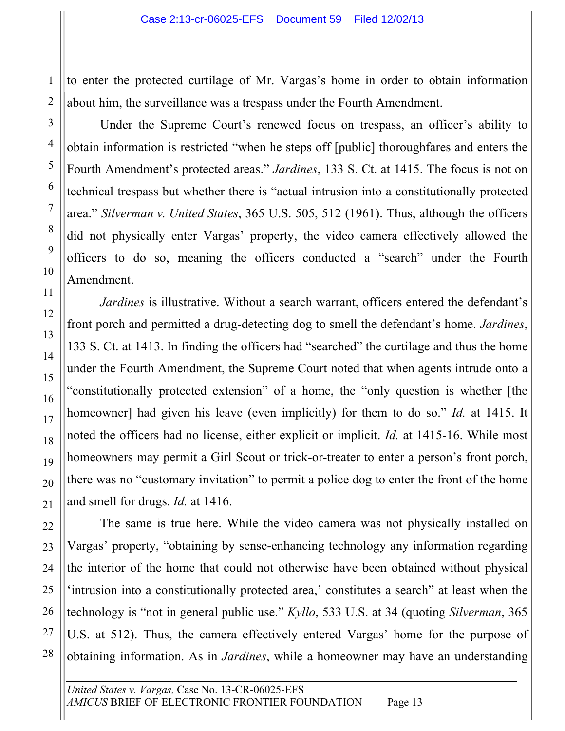to enter the protected curtilage of Mr. Vargas's home in order to obtain information about him, the surveillance was a trespass under the Fourth Amendment.

Under the Supreme Court's renewed focus on trespass, an officer's ability to obtain information is restricted "when he steps off [public] thoroughfares and enters the Fourth Amendment's protected areas." *Jardines*, 133 S. Ct. at 1415. The focus is not on technical trespass but whether there is "actual intrusion into a constitutionally protected area." *Silverman v. United States*, 365 U.S. 505, 512 (1961). Thus, although the officers did not physically enter Vargas' property, the video camera effectively allowed the officers to do so, meaning the officers conducted a "search" under the Fourth Amendment.

*Jardines* is illustrative. Without a search warrant, officers entered the defendant's front porch and permitted a drug-detecting dog to smell the defendant's home. *Jardines*, 133 S. Ct. at 1413. In finding the officers had "searched" the curtilage and thus the home under the Fourth Amendment, the Supreme Court noted that when agents intrude onto a "constitutionally protected extension" of a home, the "only question is whether [the homeowner] had given his leave (even implicitly) for them to do so." *Id.* at 1415. It noted the officers had no license, either explicit or implicit. *Id.* at 1415-16. While most homeowners may permit a Girl Scout or trick-or-treater to enter a person's front porch, there was no "customary invitation" to permit a police dog to enter the front of the home and smell for drugs. *Id.* at 1416.

The same is true here. While the video camera was not physically installed on Vargas' property, "obtaining by sense-enhancing technology any information regarding the interior of the home that could not otherwise have been obtained without physical 'intrusion into a constitutionally protected area,' constitutes a search" at least when the technology is "not in general public use." *Kyllo*, 533 U.S. at 34 (quoting *Silverman*, 365 U.S. at 512). Thus, the camera effectively entered Vargas' home for the purpose of obtaining information. As in *Jardines*, while a homeowner may have an understanding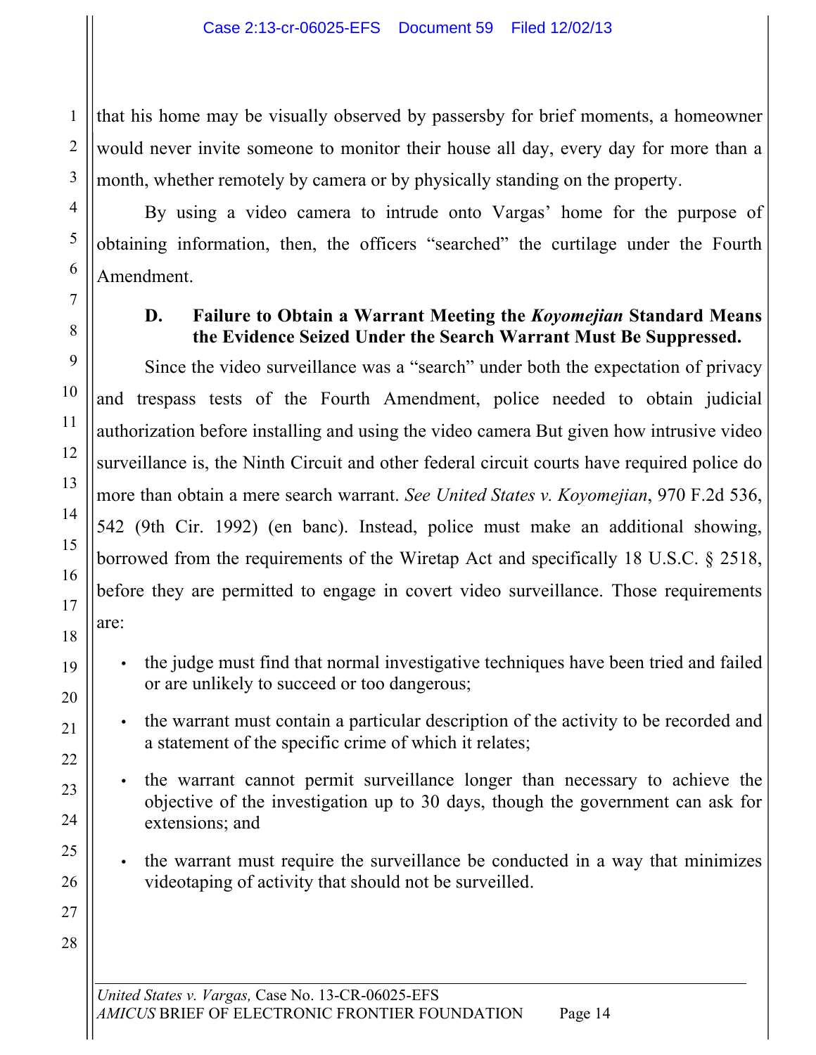that his home may be visually observed by passersby for brief moments, a homeowner would never invite someone to monitor their house all day, every day for more than a month, whether remotely by camera or by physically standing on the property.

By using a video camera to intrude onto Vargas' home for the purpose of obtaining information, then, the officers "searched" the curtilage under the Fourth Amendment.

### D. Failure to Obtain a Warrant Meeting the *Koyomejian* Standard Means the Evidence Seized Under the Search Warrant Must Be Suppressed.

Since the video surveillance was a "search" under both the expectation of privacy and trespass tests of the Fourth Amendment, police needed to obtain judicial authorization before installing and using the video camera But given how intrusive video surveillance is, the Ninth Circuit and other federal circuit courts have required police do more than obtain a mere search warrant. *See United States v. Koyomejian*, 970 F.2d 536, 542 (9th Cir. 1992) (en banc). Instead, police must make an additional showing, borrowed from the requirements of the Wiretap Act and specifically 18 U.S.C. § 2518, before they are permitted to engage in covert video surveillance. Those requirements are:

- the judge must find that normal investigative techniques have been tried and failed or are unlikely to succeed or too dangerous;
- the warrant must contain a particular description of the activity to be recorded and a statement of the specific crime of which it relates;
- the warrant cannot permit surveillance longer than necessary to achieve the objective of the investigation up to 30 days, though the government can ask for extensions; and
- the warrant must require the surveillance be conducted in a way that minimizes videotaping of activity that should not be surveilled.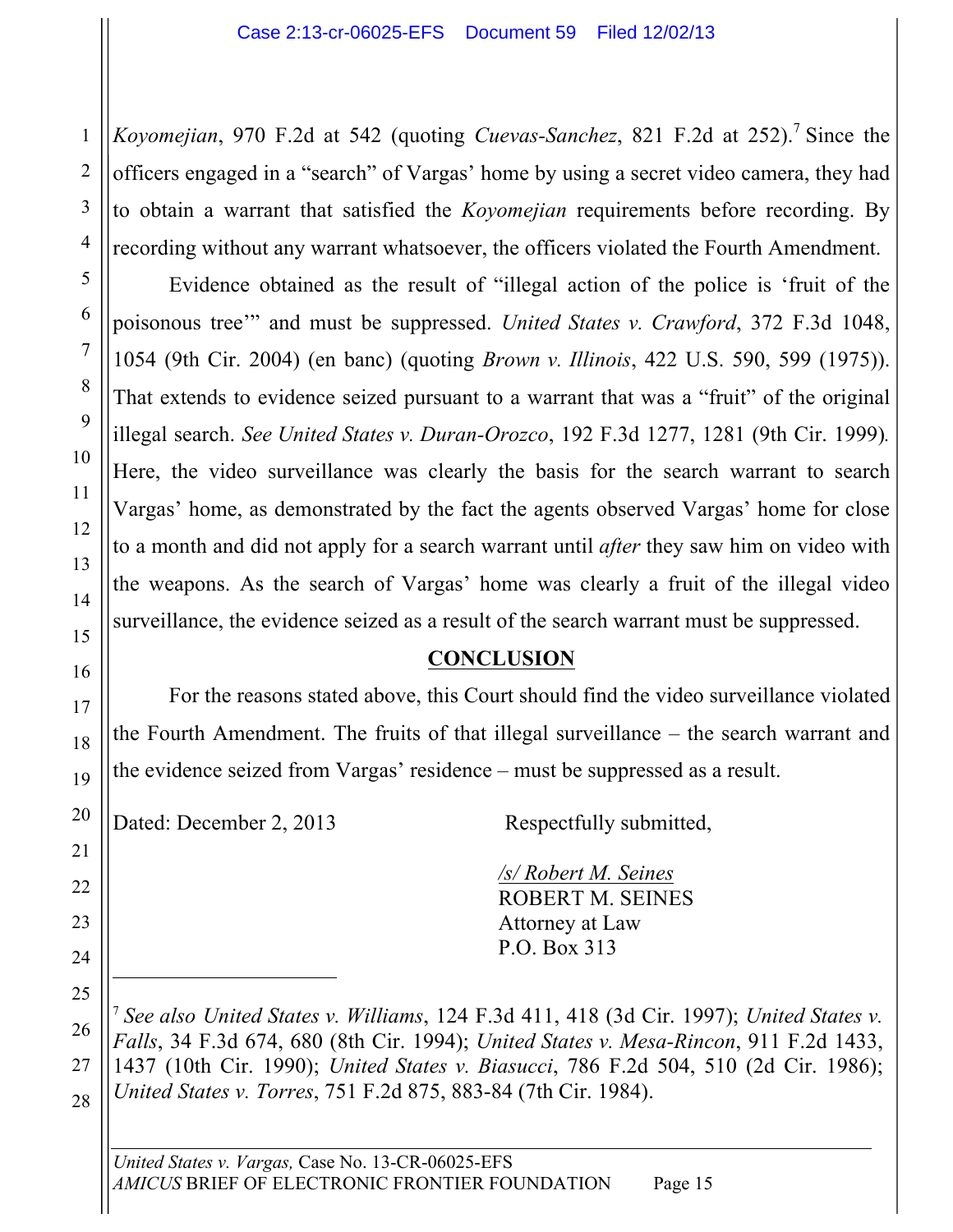*Koyomejian*, 970 F.2d at 542 (quoting *Cuevas-Sanchez*, 821 F.2d at 252).[7] Since the officers engaged in a "search" of Vargas' home by using a secret video camera, they had to obtain a warrant that satisfied the *Koyomejian* requirements before recording. By recording without any warrant whatsoever, the officers violated the Fourth Amendment.

Evidence obtained as the result of "illegal action of the police is 'fruit of the poisonous tree'" and must be suppressed. *United States v. Crawford*, 372 F.3d 1048, 1054 (9th Cir. 2004) (en banc) (quoting *Brown v. Illinois*, 422 U.S. 590, 599 (1975)). That extends to evidence seized pursuant to a warrant that was a "fruit" of the original illegal search. *See United States v. Duran-Orozco*, 192 F.3d 1277, 1281 (9th Cir. 1999). Here, the video surveillance was clearly the basis for the search warrant to search Vargas' home, as demonstrated by the fact the agents observed Vargas' home for close to a month and did not apply for a search warrant until *after* they saw him on video with the weapons. As the search of Vargas' home was clearly a fruit of the illegal video surveillance, the evidence seized as a result of the search warrant must be suppressed.

## CONCLUSION

For the reasons stated above, this Court should find the video surveillance violated the Fourth Amendment. The fruits of that illegal surveillance – the search warrant and the evidence seized from Vargas' residence – must be suppressed as a result.

Dated: December 2, 2013

Respectfully submitted,

*/s/ Robert M. Seines*
ROBERT M. SEINES
Attorney at Law
P.O. Box 313

---

[7] *See also United States v. Williams*, 124 F.3d 411, 418 (3d Cir. 1997); *United States v. Falls*, 34 F.3d 674, 680 (8th Cir. 1994); *United States v. Mesa-Rincon*, 911 F.2d 1433, 1437 (10th Cir. 1990); *United States v. Biasucci*, 786 F.2d 504, 510 (2d Cir. 1986); *United States v. Torres*, 751 F.2d 875, 883-84 (7th Cir. 1984).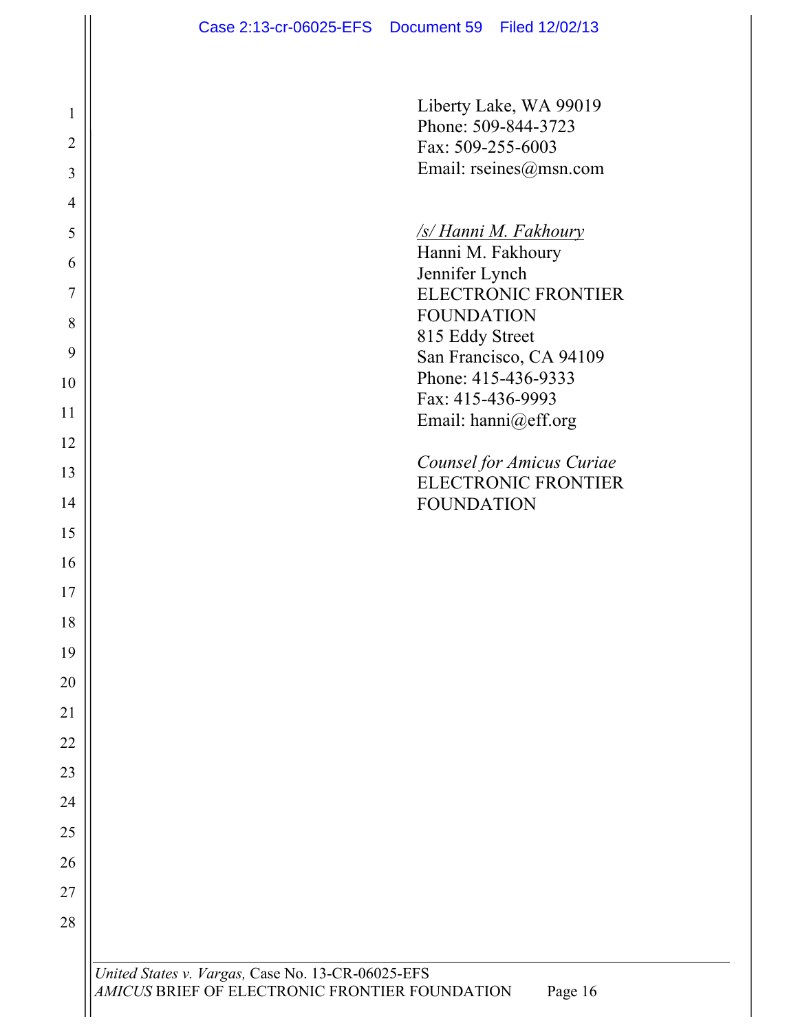Liberty Lake, WA 99019
Phone: 509-844-3723
Fax: 509-255-6003
Email: rseines@msn.com

/s/ Hanni M. Fakhoury
Hanni M. Fakhoury
Jennifer Lynch
ELECTRONIC FRONTIER FOUNDATION
815 Eddy Street
San Francisco, CA 94109
Phone: 415-436-9333
Fax: 415-436-9993
Email: hanni@eff.org

*Counsel for Amicus Curiae*
ELECTRONIC FRONTIER FOUNDATION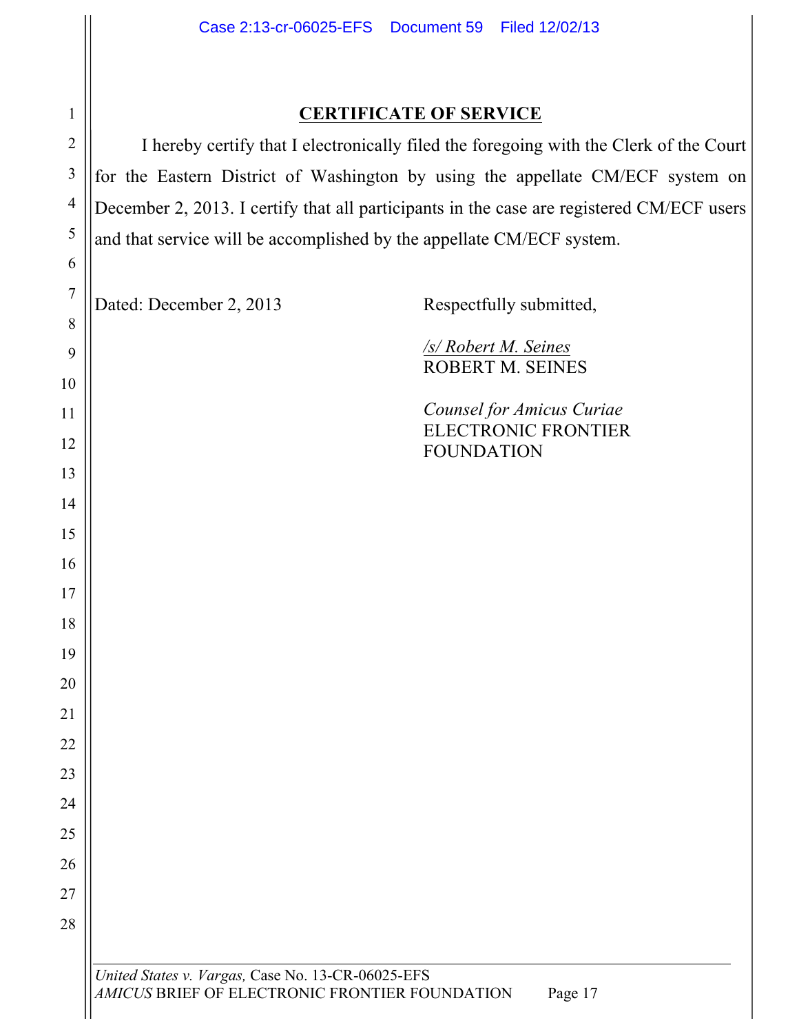## CERTIFICATE OF SERVICE

I hereby certify that I electronically filed the foregoing with the Clerk of the Court for the Eastern District of Washington by using the appellate CM/ECF system on December 2, 2013. I certify that all participants in the case are registered CM/ECF users and that service will be accomplished by the appellate CM/ECF system.

Dated: December 2, 2013

Respectfully submitted,

*/s/ Robert M. Seines*
ROBERT M. SEINES

*Counsel for Amicus Curiae*
ELECTRONIC FRONTIER FOUNDATION